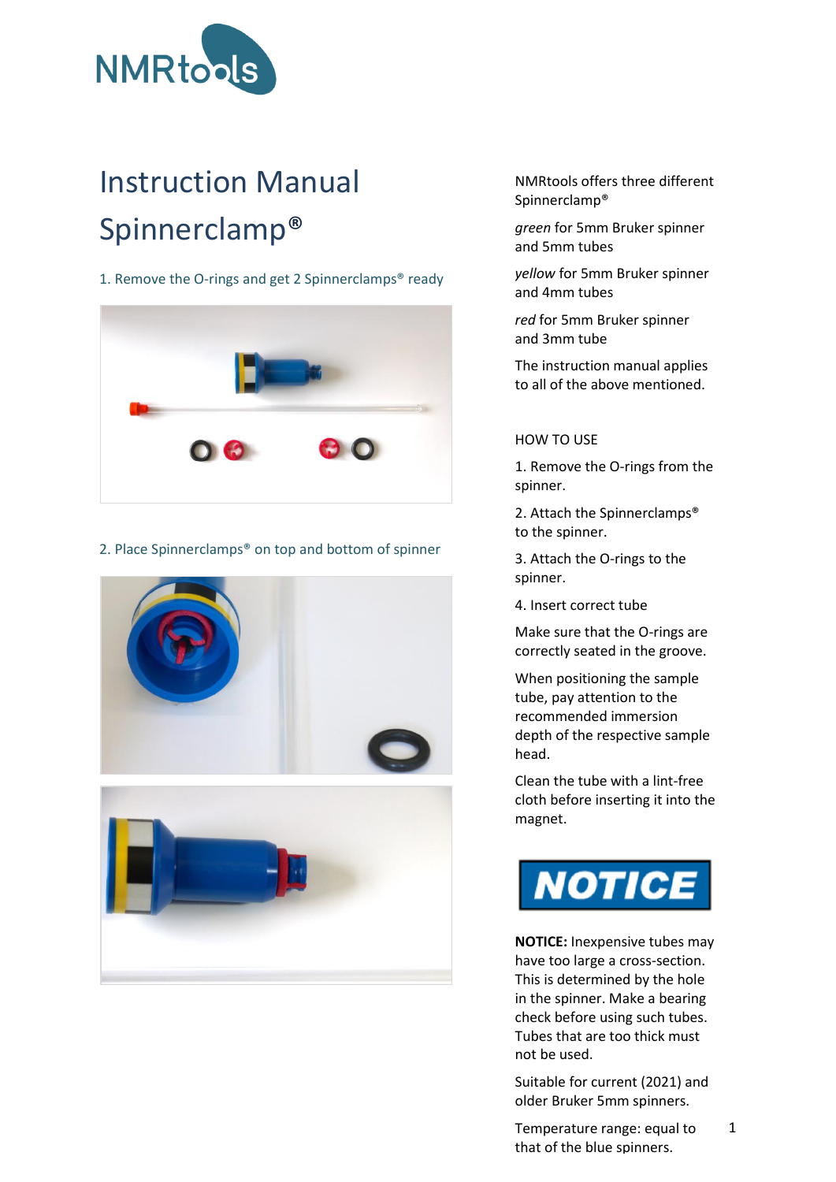NMRtools

# Instruction Manual Spinnerclamp®

1. Remove the O-rings and get 2 Spinnerclamps® ready

2. Place Spinnerclamps® on top and bottom of spinner

NMRtools offers three different Spinnerclamp®

*green* for 5mm Bruker spinner and 5mm tubes

*yellow* for 5mm Bruker spinner and 4mm tubes

*red* for 5mm Bruker spinner and 3mm tube

The instruction manual applies to all of the above mentioned.

HOW TO USE

1. Remove the O-rings from the spinner.

2. Attach the Spinnerclamps® to the spinner.

3. Attach the O-rings to the spinner.

4. Insert correct tube

Make sure that the O-rings are correctly seated in the groove.

When positioning the sample tube, pay attention to the recommended immersion depth of the respective sample head.

Clean the tube with a lint-free cloth before inserting it into the magnet.

**NOTICE**

**NOTICE:** Inexpensive tubes may have too large a cross-section. This is determined by the hole in the spinner. Make a bearing check before using such tubes. Tubes that are too thick must not be used.

Suitable for current (2021) and older Bruker 5mm spinners.

Temperature range: equal to that of the blue spinners.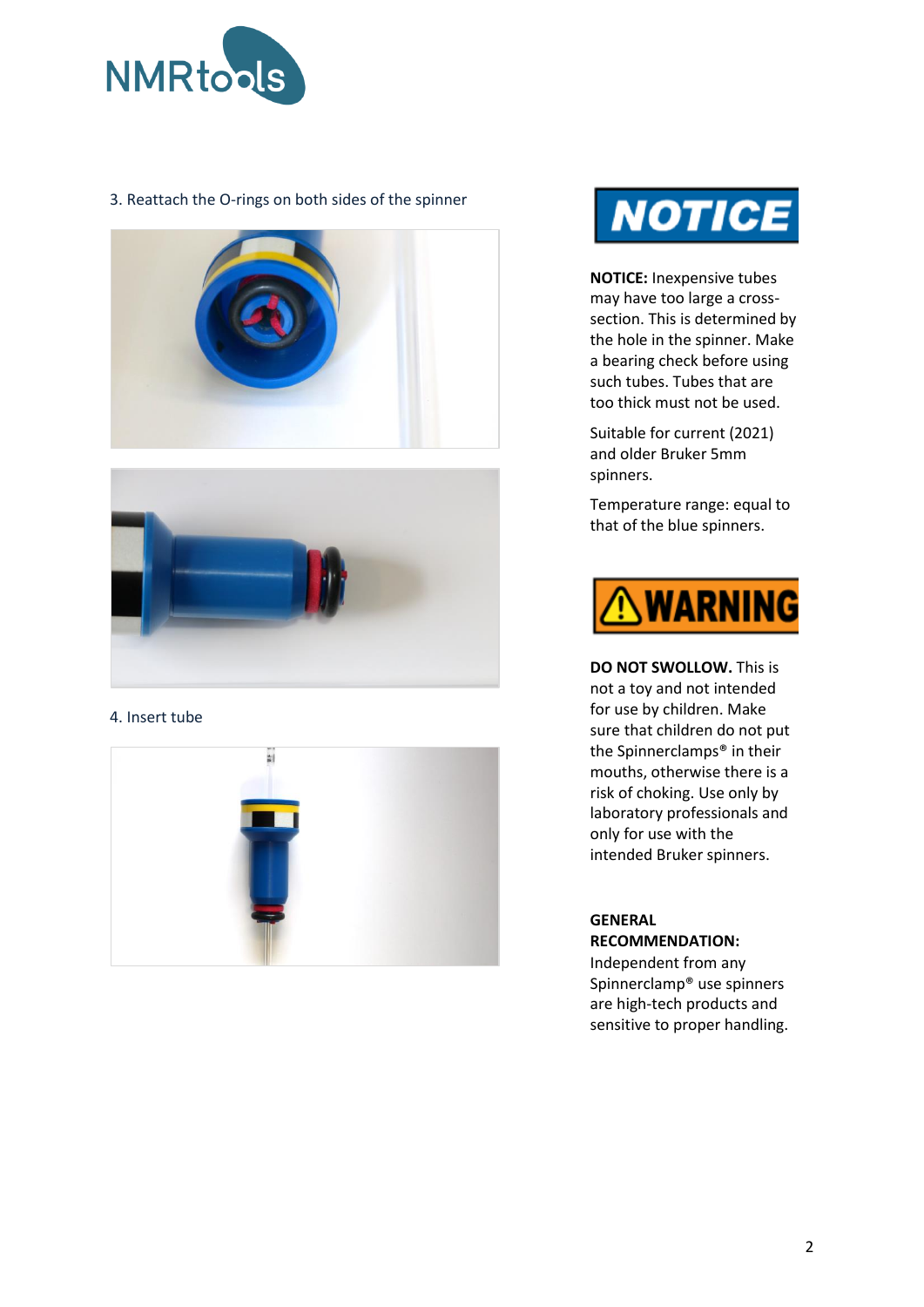3. Reattach the O-rings on both sides of the spinner

4. Insert tube

**NOTICE**

**NOTICE:** Inexpensive tubes may have too large a cross-section. This is determined by the hole in the spinner. Make a bearing check before using such tubes. Tubes that are too thick must not be used.

Suitable for current (2021) and older Bruker 5mm spinners.

Temperature range: equal to that of the blue spinners.

**WARNING**

**DO NOT SWOLLOW.** This is not a toy and not intended for use by children. Make sure that children do not put the Spinnerclamps® in their mouths, otherwise there is a risk of choking. Use only by laboratory professionals and only for use with the intended Bruker spinners.

**GENERAL RECOMMENDATION:**
Independent from any Spinnerclamp® use spinners are high-tech products and sensitive to proper handling.